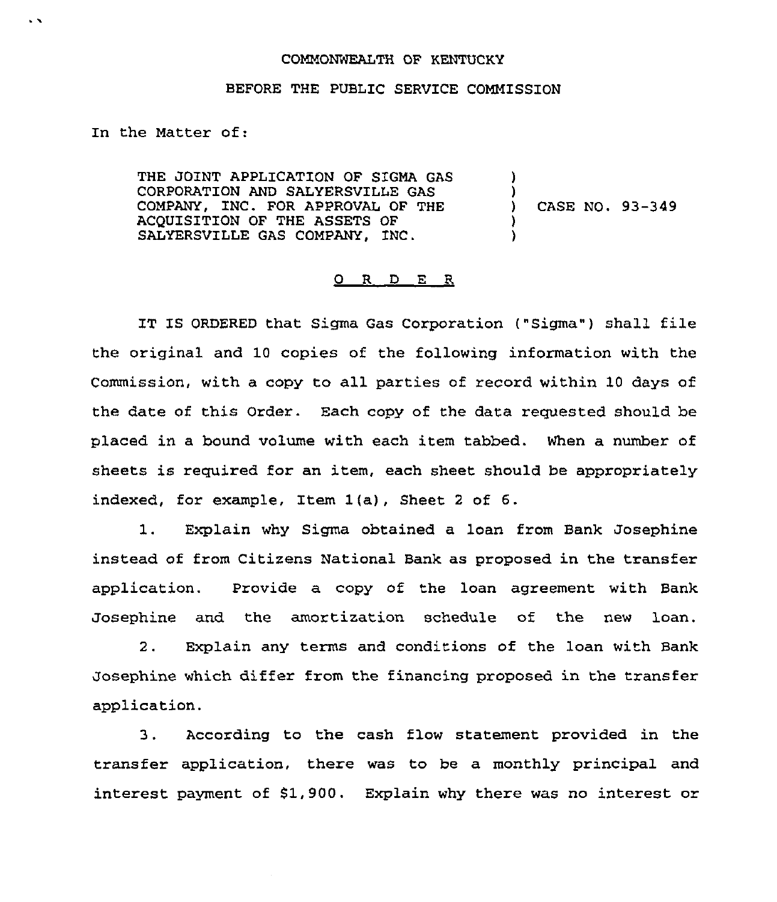COMMONWEALTH OF KENTUCKY

BEFORE THE PUBLIC SERVICE COMMISSION

In the Matter of:

THE JOINT APPLICATION OF SIGMA GAS CORPORATION AND SALYERSVILLE GAS COMPANY, INC. FOR APPROVAL OF THE ACQUISITION OF THE ASSETS OF SALYERSVILLE GAS COMPANY, INC.

) CASE NO. 93-349

## O R D E R

IT IS ORDERED that Sigma Gas Corporation ("Sigma") shall file the original and 10 copies of the following information with the Commission, with a copy to all parties of record within 10 days of the date of this Order. Each copy of the data requested should be placed in a bound volume with each item tabbed. When a number of sheets is required for an item, each sheet should be appropriately indexed, for example, Item 1(a), Sheet 2 of 6.

1. Explain why Sigma obtained a loan from Bank Josephine instead of from Citizens National Bank as proposed in the transfer application. Provide a copy of the loan agreement with Bank Josephine and the amortization schedule of the new loan.

2. Explain any terms and conditions of the loan with Bank Josephine which differ from the financing proposed in the transfer application.

3. According to the cash flow statement provided in the transfer application, there was to be a monthly principal and interest payment of $1,900. Explain why there was no interest or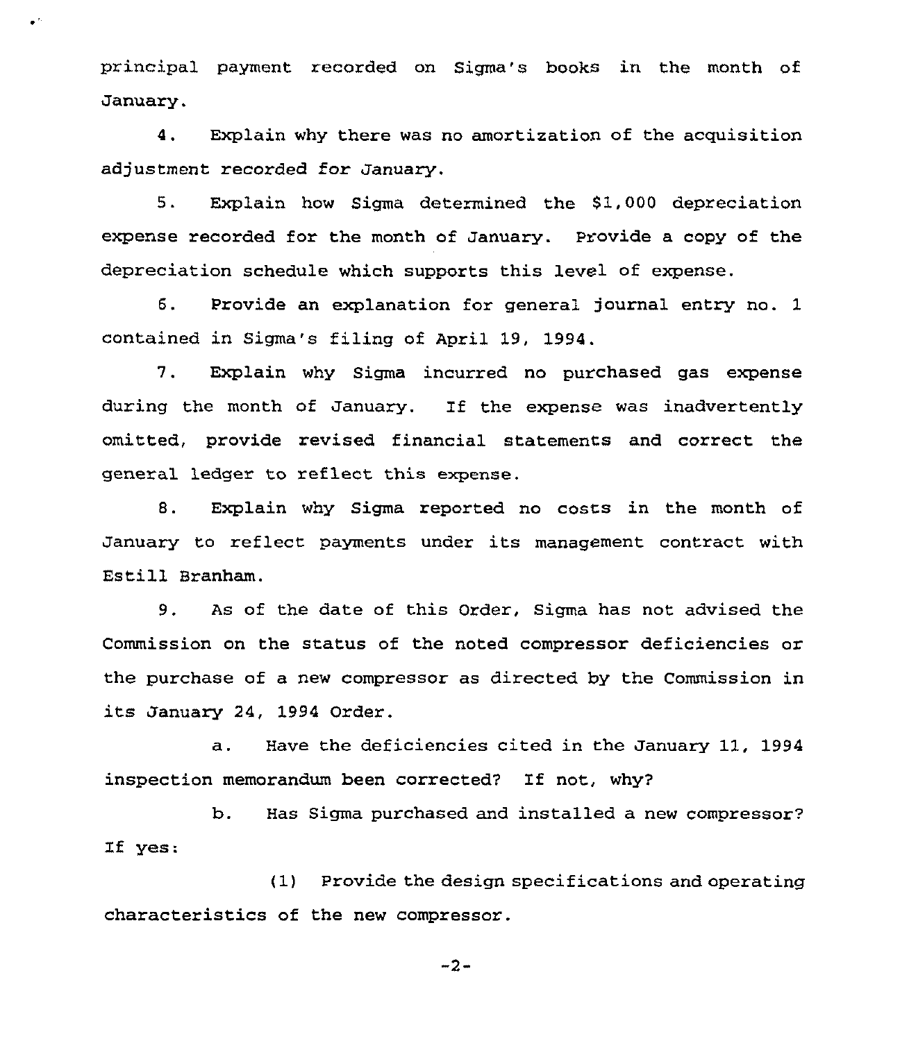principal payment recorded on Sigma's books in the month of January.

4. Explain why there was no amortization of the acquisition adjustment recorded for January.

5. Explain how Sigma determined the $1,000 depreciation expense recorded for the month of January. Provide a copy of the depreciation schedule which supports this level of expense.

6. Provide an explanation for general journal entry no. 1 contained in Sigma's filing of April 19, 1994.

7. Explain why Sigma incurred no purchased gas expense during the month of January. If the expense was inadvertently omitted, provide revised financial statements and correct the general ledger to reflect this expense.

8. Explain why Sigma reported no costs in the month of January to reflect payments under its management contract with Estill Branham.

9. As of the date of this Order, Sigma has not advised the Commission on the status of the noted compressor deficiencies or the purchase of a new compressor as directed by the Commission in its January 24, 1994 Order.

a. Have the deficiencies cited in the January 11, 1994 inspection memorandum been corrected? If not, why?

b. Has Sigma purchased and installed a new compressor? If yes:

(1) Provide the design specifications and operating characteristics of the new compressor.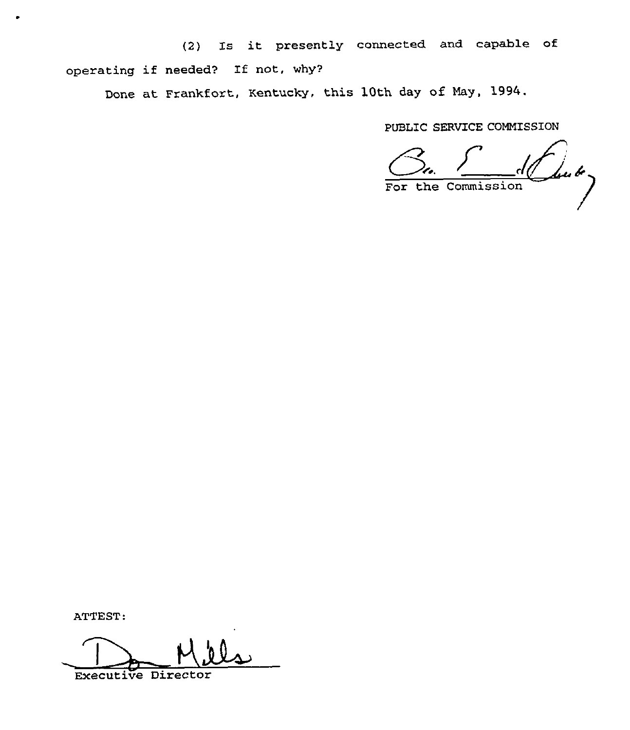(2) Is it presently connected and capable of operating if needed? If not, why?

Done at Frankfort, Kentucky, this 10th day of May, 1994.

PUBLIC SERVICE COMMISSION

For the Commission

ATTEST:

Executive Director